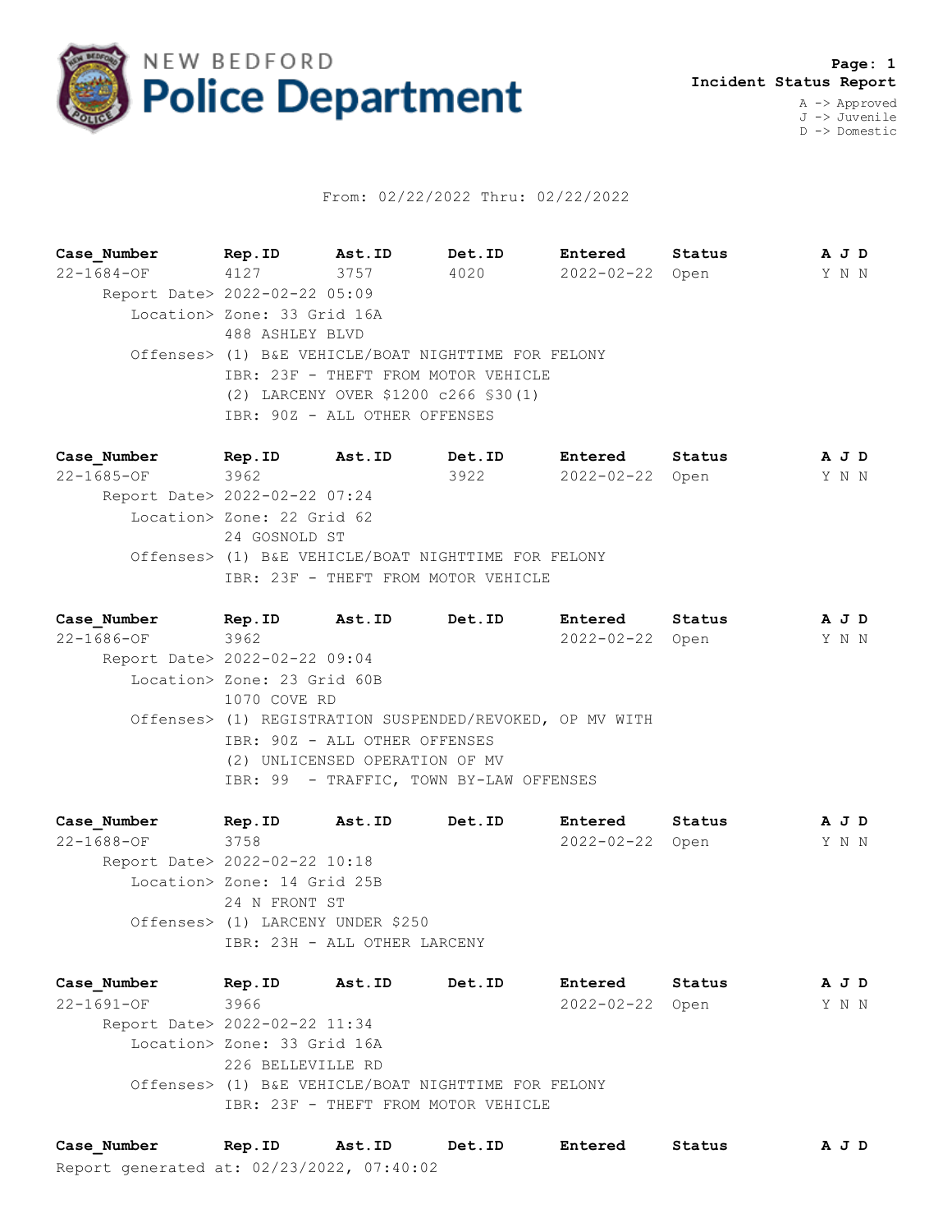# NEW BEDFORD Police Department

**Page: 1**
**Incident Status Report**

A -> Approved
J -> Juvenile
D -> Domestic

From: 02/22/2022 Thru: 02/22/2022

| Case_Number | Rep.ID | Ast.ID | Det.ID | Entered | Status | A J D |
|---|---|---|---|---|---|---|
| 22-1684-OF | 4127 | 3757 | 4020 | 2022-02-22 | Open | Y N N |

Report Date> 2022-02-22 05:09
Location> Zone: 33 Grid 16A
488 ASHLEY BLVD
Offenses> (1) B&E VEHICLE/BOAT NIGHTTIME FOR FELONY
IBR: 23F - THEFT FROM MOTOR VEHICLE
(2) LARCENY OVER $1200 c266 §30(1)
IBR: 90Z - ALL OTHER OFFENSES

| Case_Number | Rep.ID | Ast.ID | Det.ID | Entered | Status | A J D |
|---|---|---|---|---|---|---|
| 22-1685-OF | 3962 | | 3922 | 2022-02-22 | Open | Y N N |

Report Date> 2022-02-22 07:24
Location> Zone: 22 Grid 62
24 GOSNOLD ST
Offenses> (1) B&E VEHICLE/BOAT NIGHTTIME FOR FELONY
IBR: 23F - THEFT FROM MOTOR VEHICLE

| Case_Number | Rep.ID | Ast.ID | Det.ID | Entered | Status | A J D |
|---|---|---|---|---|---|---|
| 22-1686-OF | 3962 | | | 2022-02-22 | Open | Y N N |

Report Date> 2022-02-22 09:04
Location> Zone: 23 Grid 60B
1070 COVE RD
Offenses> (1) REGISTRATION SUSPENDED/REVOKED, OP MV WITH
IBR: 90Z - ALL OTHER OFFENSES
(2) UNLICENSED OPERATION OF MV
IBR: 99 - TRAFFIC, TOWN BY-LAW OFFENSES

| Case_Number | Rep.ID | Ast.ID | Det.ID | Entered | Status | A J D |
|---|---|---|---|---|---|---|
| 22-1688-OF | 3758 | | | 2022-02-22 | Open | Y N N |

Report Date> 2022-02-22 10:18
Location> Zone: 14 Grid 25B
24 N FRONT ST
Offenses> (1) LARCENY UNDER $250
IBR: 23H - ALL OTHER LARCENY

| Case_Number | Rep.ID | Ast.ID | Det.ID | Entered | Status | A J D |
|---|---|---|---|---|---|---|
| 22-1691-OF | 3966 | | | 2022-02-22 | Open | Y N N |

Report Date> 2022-02-22 11:34
Location> Zone: 33 Grid 16A
226 BELLEVILLE RD
Offenses> (1) B&E VEHICLE/BOAT NIGHTTIME FOR FELONY
IBR: 23F - THEFT FROM MOTOR VEHICLE

| Case_Number | Rep.ID | Ast.ID | Det.ID | Entered | Status | A J D |
|---|---|---|---|---|---|---|

Report generated at: 02/23/2022, 07:40:02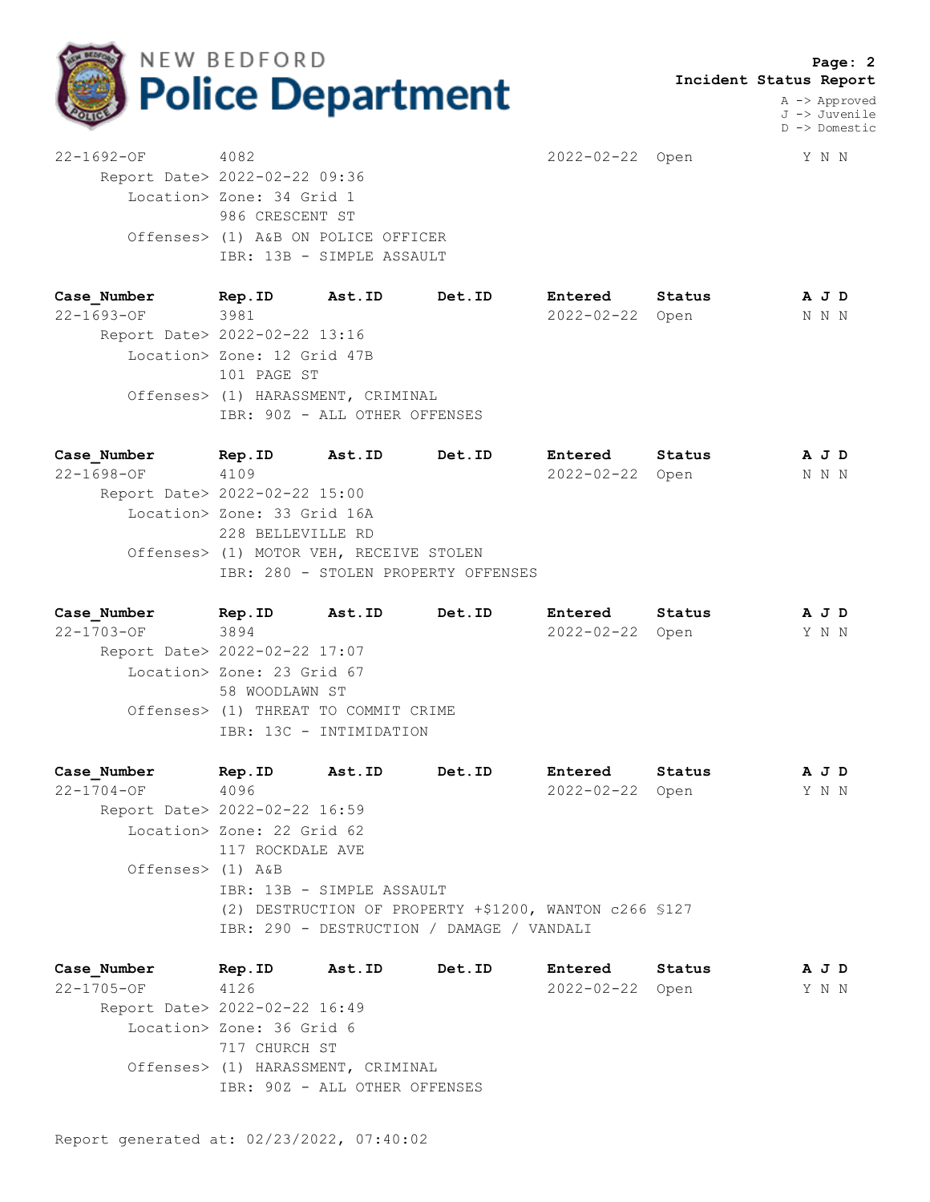# NEW BEDFORD Police Department

**Incident Status Report**

A -> Approved
J -> Juvenile
D -> Domestic

| Case_Number | Rep.ID | Ast.ID | Det.ID | Entered | Status | A J D |
|---|---|---|---|---|---|---|
| 22-1692-OF | 4082 | | | 2022-02-22 | Open | Y N N |

Report Date> 2022-02-22 09:36
Location> Zone: 34 Grid 1
986 CRESCENT ST
Offenses> (1) A&B ON POLICE OFFICER
IBR: 13B - SIMPLE ASSAULT

| Case_Number | Rep.ID | Ast.ID | Det.ID | Entered | Status | A J D |
|---|---|---|---|---|---|---|
| 22-1693-OF | 3981 | | | 2022-02-22 | Open | N N N |

Report Date> 2022-02-22 13:16
Location> Zone: 12 Grid 47B
101 PAGE ST
Offenses> (1) HARASSMENT, CRIMINAL
IBR: 90Z - ALL OTHER OFFENSES

| Case_Number | Rep.ID | Ast.ID | Det.ID | Entered | Status | A J D |
|---|---|---|---|---|---|---|
| 22-1698-OF | 4109 | | | 2022-02-22 | Open | N N N |

Report Date> 2022-02-22 15:00
Location> Zone: 33 Grid 16A
228 BELLEVILLE RD
Offenses> (1) MOTOR VEH, RECEIVE STOLEN
IBR: 280 - STOLEN PROPERTY OFFENSES

| Case_Number | Rep.ID | Ast.ID | Det.ID | Entered | Status | A J D |
|---|---|---|---|---|---|---|
| 22-1703-OF | 3894 | | | 2022-02-22 | Open | Y N N |

Report Date> 2022-02-22 17:07
Location> Zone: 23 Grid 67
58 WOODLAWN ST
Offenses> (1) THREAT TO COMMIT CRIME
IBR: 13C - INTIMIDATION

| Case_Number | Rep.ID | Ast.ID | Det.ID | Entered | Status | A J D |
|---|---|---|---|---|---|---|
| 22-1704-OF | 4096 | | | 2022-02-22 | Open | Y N N |

Report Date> 2022-02-22 16:59
Location> Zone: 22 Grid 62
117 ROCKDALE AVE
Offenses> (1) A&B
IBR: 13B - SIMPLE ASSAULT
(2) DESTRUCTION OF PROPERTY +$1200, WANTON c266 §127
IBR: 290 - DESTRUCTION / DAMAGE / VANDALI

| Case_Number | Rep.ID | Ast.ID | Det.ID | Entered | Status | A J D |
|---|---|---|---|---|---|---|
| 22-1705-OF | 4126 | | | 2022-02-22 | Open | Y N N |

Report Date> 2022-02-22 16:49
Location> Zone: 36 Grid 6
717 CHURCH ST
Offenses> (1) HARASSMENT, CRIMINAL
IBR: 90Z - ALL OTHER OFFENSES

Report generated at: 02/23/2022, 07:40:02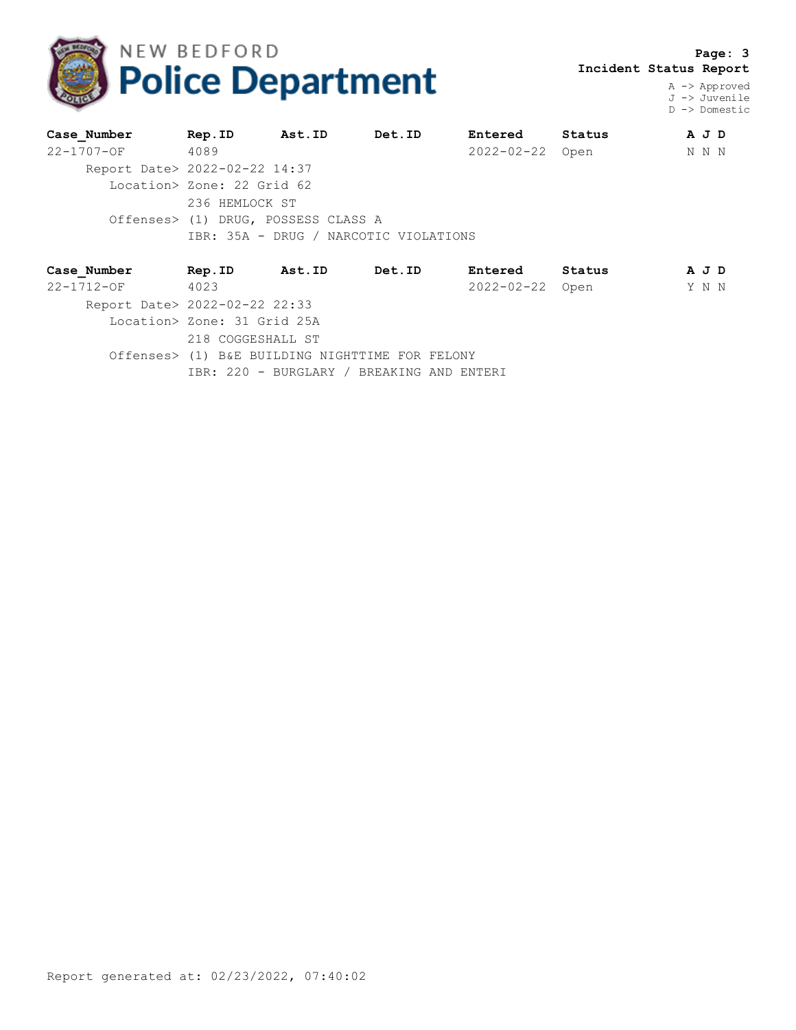# NEW BEDFORD Police Department

**Incident Status Report**

A -> Approved
J -> Juvenile
D -> Domestic

| Case_Number | Rep.ID | Ast.ID | Det.ID | Entered | Status | A J D |
|---|---|---|---|---|---|---|
| 22-1707-OF | 4089 | | | 2022-02-22 | Open | N N N |

Report Date> 2022-02-22 14:37
Location> Zone: 22 Grid 62
236 HEMLOCK ST
Offenses> (1) DRUG, POSSESS CLASS A
IBR: 35A - DRUG / NARCOTIC VIOLATIONS

| Case_Number | Rep.ID | Ast.ID | Det.ID | Entered | Status | A J D |
|---|---|---|---|---|---|---|
| 22-1712-OF | 4023 | | | 2022-02-22 | Open | Y N N |

Report Date> 2022-02-22 22:33
Location> Zone: 31 Grid 25A
218 COGGESHALL ST
Offenses> (1) B&E BUILDING NIGHTTIME FOR FELONY
IBR: 220 - BURGLARY / BREAKING AND ENTERI

Report generated at: 02/23/2022, 07:40:02